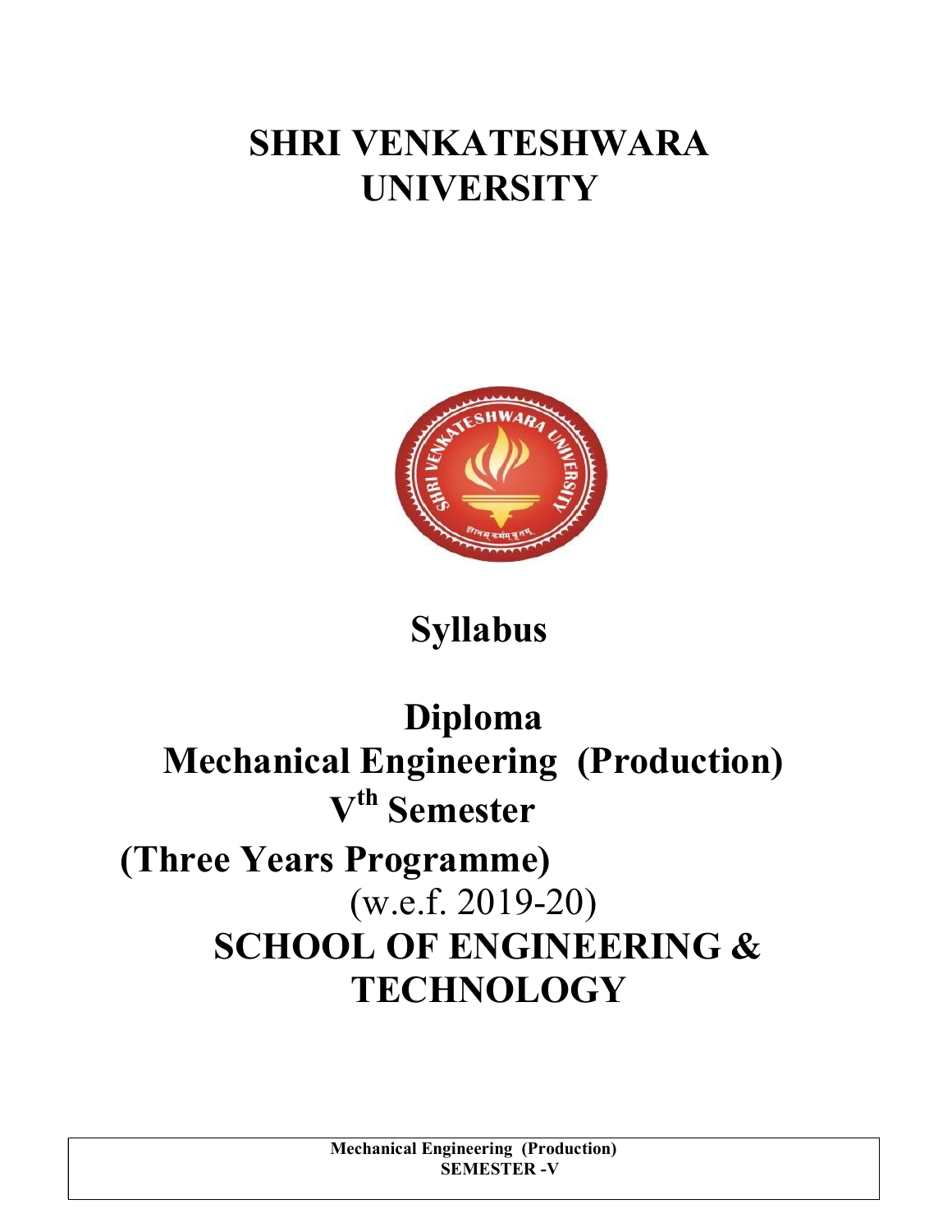# SHRI VENKATESHWARA UNIVERSITY

## Syllabus

## Diploma
## Mechanical Engineering (Production)
## V[th] Semester

## (Three Years Programme)

(w.e.f. 2019-20)

## SCHOOL OF ENGINEERING & TECHNOLOGY

**Mechanical Engineering (Production)**
**SEMESTER -V**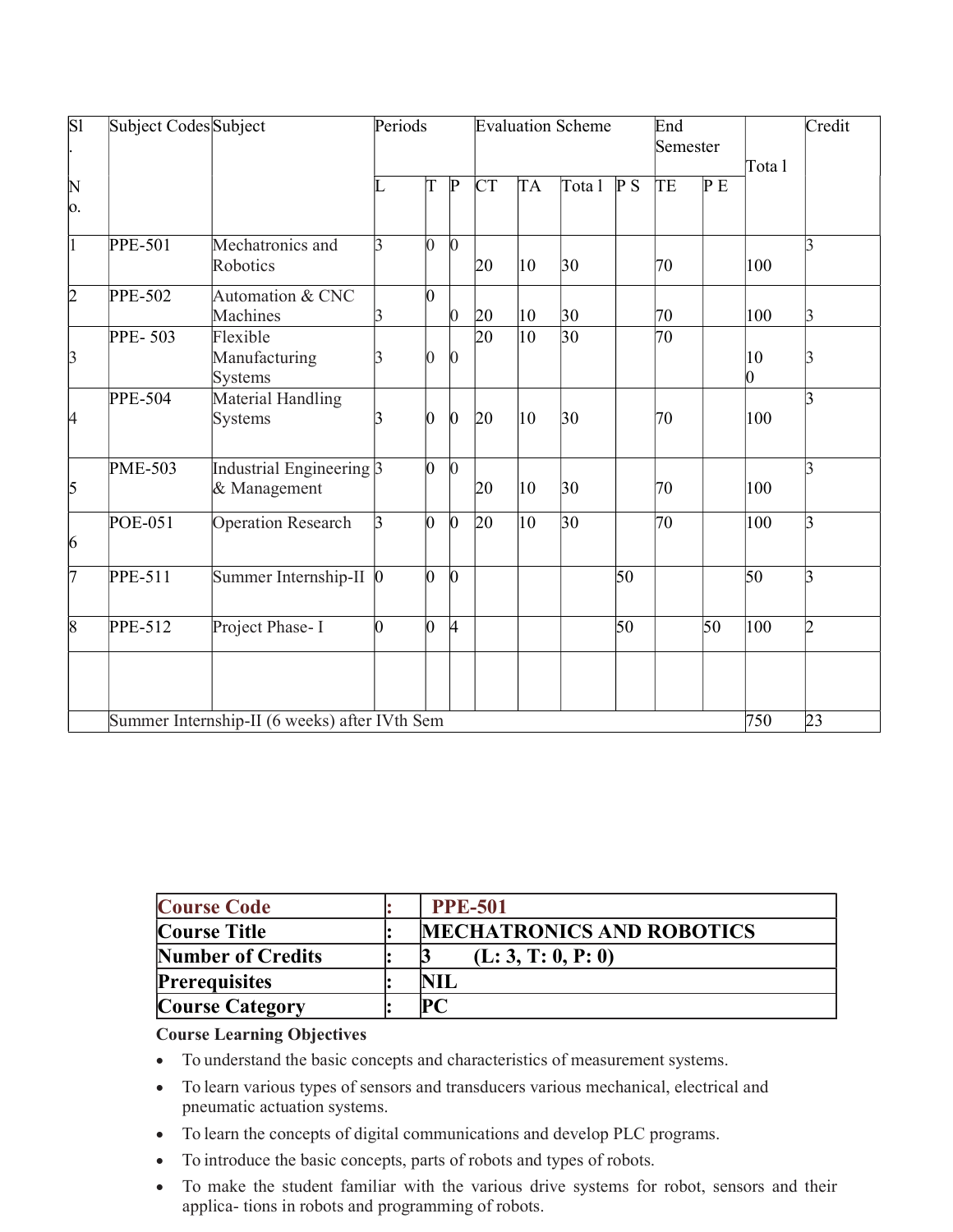| Sl. No. | Subject Codes | Subject | Periods | | | Evaluation Scheme | | | | End Semester | | Total | Credit |
|---|---|---|---|---|---|---|---|---|---|---|---|---|---|
| | | | L | T | P | CT | TA | Total | PS | TE | PE | | |
| 1 | PPE-501 | Mechatronics and Robotics | 3 | 0 | 0 | 20 | 10 | 30 | | 70 | | 100 | 3 |
| 2 | PPE-502 | Automation & CNC Machines | 3 | 0 | 0 | 20 | 10 | 30 | | 70 | | 100 | 3 |
| 3 | PPE- 503 | Flexible Manufacturing Systems | 3 | 0 | 0 | 20 | 10 | 30 | | 70 | | 100 | 3 |
| 4 | PPE-504 | Material Handling Systems | 3 | 0 | 0 | 20 | 10 | 30 | | 70 | | 100 | 3 |
| 5 | PME-503 | Industrial Engineering & Management | 3 | 0 | 0 | 20 | 10 | 30 | | 70 | | 100 | 3 |
| 6 | POE-051 | Operation Research | 3 | 0 | 0 | 20 | 10 | 30 | | 70 | | 100 | 3 |
| 7 | PPE-511 | Summer Internship-II | 0 | 0 | 0 | | | | 50 | | | 50 | 3 |
| 8 | PPE-512 | Project Phase- I | 0 | 0 | 4 | | | | 50 | | 50 | 100 | 2 |
| | | | | | | | | | | | | | |
| | Summer Internship-II (6 weeks) after IVth Sem | | | | | | | | | | | 750 | 23 |

| | | |
|---|---|---|
| **Course Code** | **:** | **PPE-501** |
| **Course Title** | **:** | **MECHATRONICS AND ROBOTICS** |
| **Number of Credits** | **:** | **3 (L: 3, T: 0, P: 0)** |
| **Prerequisites** | **:** | **NIL** |
| **Course Category** | **:** | **PC** |

**Course Learning Objectives**

- To understand the basic concepts and characteristics of measurement systems.
- To learn various types of sensors and transducers various mechanical, electrical and pneumatic actuation systems.
- To learn the concepts of digital communications and develop PLC programs.
- To introduce the basic concepts, parts of robots and types of robots.
- To make the student familiar with the various drive systems for robot, sensors and their applica- tions in robots and programming of robots.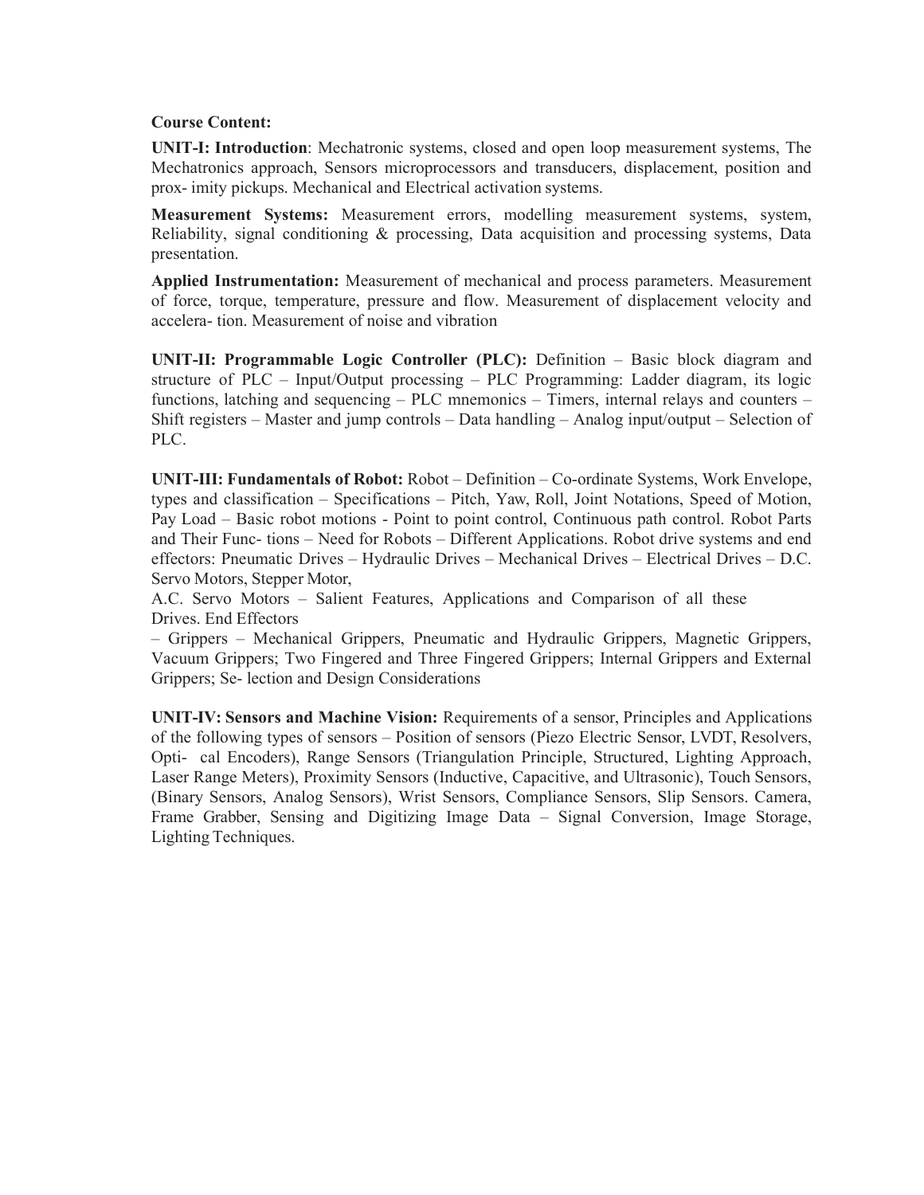**Course Content:**

**UNIT-I: Introduction**: Mechatronic systems, closed and open loop measurement systems, The Mechatronics approach, Sensors microprocessors and transducers, displacement, position and prox- imity pickups. Mechanical and Electrical activation systems.

**Measurement Systems:** Measurement errors, modelling measurement systems, system, Reliability, signal conditioning & processing, Data acquisition and processing systems, Data presentation.

**Applied Instrumentation:** Measurement of mechanical and process parameters. Measurement of force, torque, temperature, pressure and flow. Measurement of displacement velocity and accelera- tion. Measurement of noise and vibration

**UNIT-II: Programmable Logic Controller (PLC):** Definition – Basic block diagram and structure of PLC – Input/Output processing – PLC Programming: Ladder diagram, its logic functions, latching and sequencing – PLC mnemonics – Timers, internal relays and counters – Shift registers – Master and jump controls – Data handling – Analog input/output – Selection of PLC.

**UNIT-III: Fundamentals of Robot:** Robot – Definition – Co-ordinate Systems, Work Envelope, types and classification – Specifications – Pitch, Yaw, Roll, Joint Notations, Speed of Motion, Pay Load – Basic robot motions - Point to point control, Continuous path control. Robot Parts and Their Func- tions – Need for Robots – Different Applications. Robot drive systems and end effectors: Pneumatic Drives – Hydraulic Drives – Mechanical Drives – Electrical Drives – D.C. Servo Motors, Stepper Motor,
A.C. Servo Motors – Salient Features, Applications and Comparison of all these Drives. End Effectors
– Grippers – Mechanical Grippers, Pneumatic and Hydraulic Grippers, Magnetic Grippers, Vacuum Grippers; Two Fingered and Three Fingered Grippers; Internal Grippers and External Grippers; Se- lection and Design Considerations

**UNIT-IV: Sensors and Machine Vision:** Requirements of a sensor, Principles and Applications of the following types of sensors – Position of sensors (Piezo Electric Sensor, LVDT, Resolvers, Opti- cal Encoders), Range Sensors (Triangulation Principle, Structured, Lighting Approach, Laser Range Meters), Proximity Sensors (Inductive, Capacitive, and Ultrasonic), Touch Sensors, (Binary Sensors, Analog Sensors), Wrist Sensors, Compliance Sensors, Slip Sensors. Camera, Frame Grabber, Sensing and Digitizing Image Data – Signal Conversion, Image Storage, Lighting Techniques.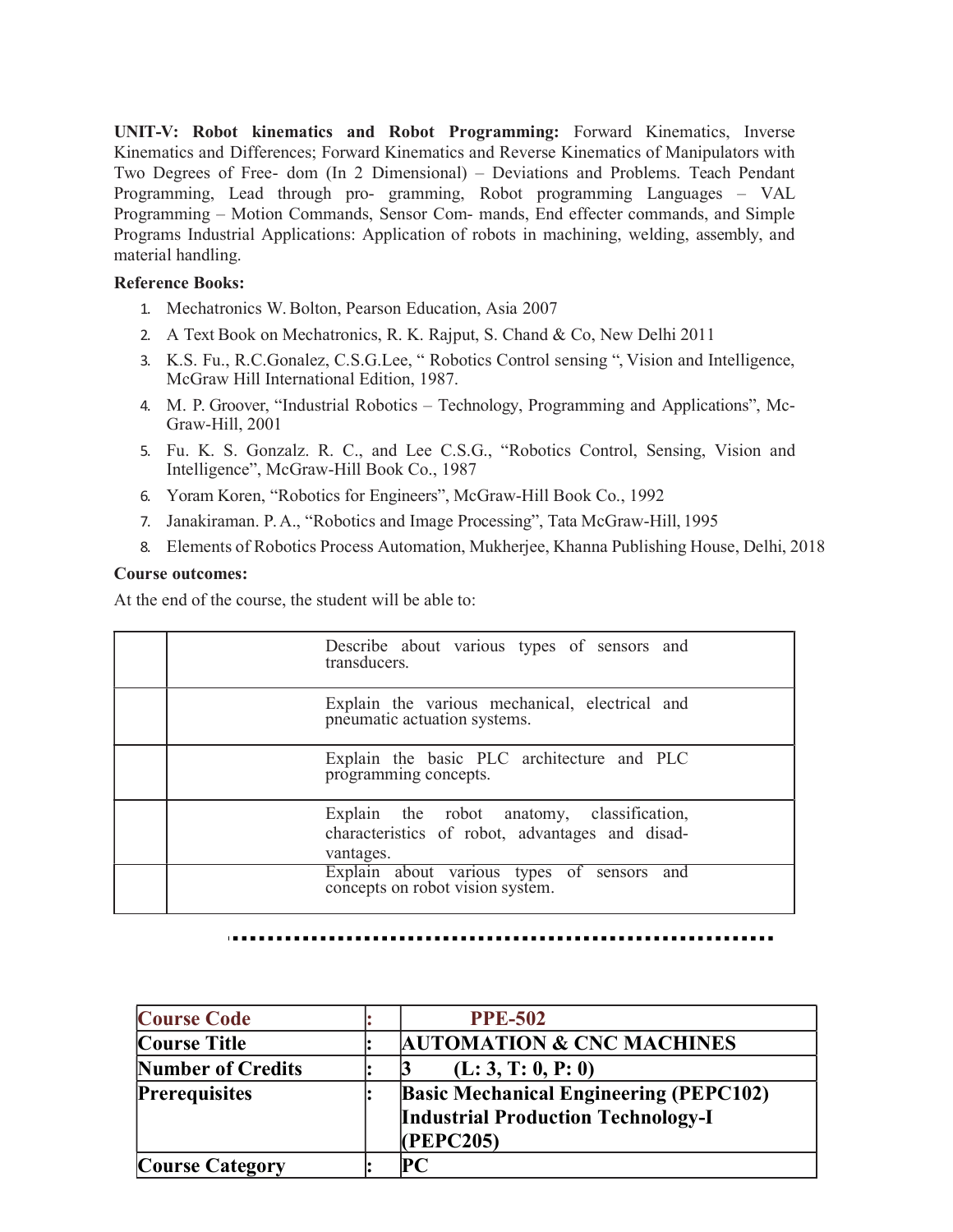**UNIT-V: Robot kinematics and Robot Programming:** Forward Kinematics, Inverse Kinematics and Differences; Forward Kinematics and Reverse Kinematics of Manipulators with Two Degrees of Free- dom (In 2 Dimensional) – Deviations and Problems. Teach Pendant Programming, Lead through pro- gramming, Robot programming Languages – VAL Programming – Motion Commands, Sensor Com- mands, End effecter commands, and Simple Programs Industrial Applications: Application of robots in machining, welding, assembly, and material handling.

**Reference Books:**

1. Mechatronics W. Bolton, Pearson Education, Asia 2007
2. A Text Book on Mechatronics, R. K. Rajput, S. Chand & Co, New Delhi 2011
3. K.S. Fu., R.C.Gonalez, C.S.G.Lee, " Robotics Control sensing ", Vision and Intelligence, McGraw Hill International Edition, 1987.
4. M. P. Groover, "Industrial Robotics – Technology, Programming and Applications", Mc-Graw-Hill, 2001
5. Fu. K. S. Gonzalz. R. C., and Lee C.S.G., "Robotics Control, Sensing, Vision and Intelligence", McGraw-Hill Book Co., 1987
6. Yoram Koren, "Robotics for Engineers", McGraw-Hill Book Co., 1992
7. Janakiraman. P. A., "Robotics and Image Processing", Tata McGraw-Hill, 1995
8. Elements of Robotics Process Automation, Mukherjee, Khanna Publishing House, Delhi, 2018

**Course outcomes:**

At the end of the course, the student will be able to:

| | |
|---|---|
| | Describe about various types of sensors and transducers. |
| | Explain the various mechanical, electrical and pneumatic actuation systems. |
| | Explain the basic PLC architecture and PLC programming concepts. |
| | Explain the robot anatomy, classification, characteristics of robot, advantages and disad-vantages. |
| | Explain about various types of sensors and concepts on robot vision system. |

| | | |
|---|---|---|
| **Course Code** | **:** | **PPE-502** |
| **Course Title** | **:** | **AUTOMATION & CNC MACHINES** |
| **Number of Credits** | **:** | **3 (L: 3, T: 0, P: 0)** |
| **Prerequisites** | **:** | **Basic Mechanical Engineering (PEPC102) Industrial Production Technology-I (PEPC205)** |
| **Course Category** | **:** | **PC** |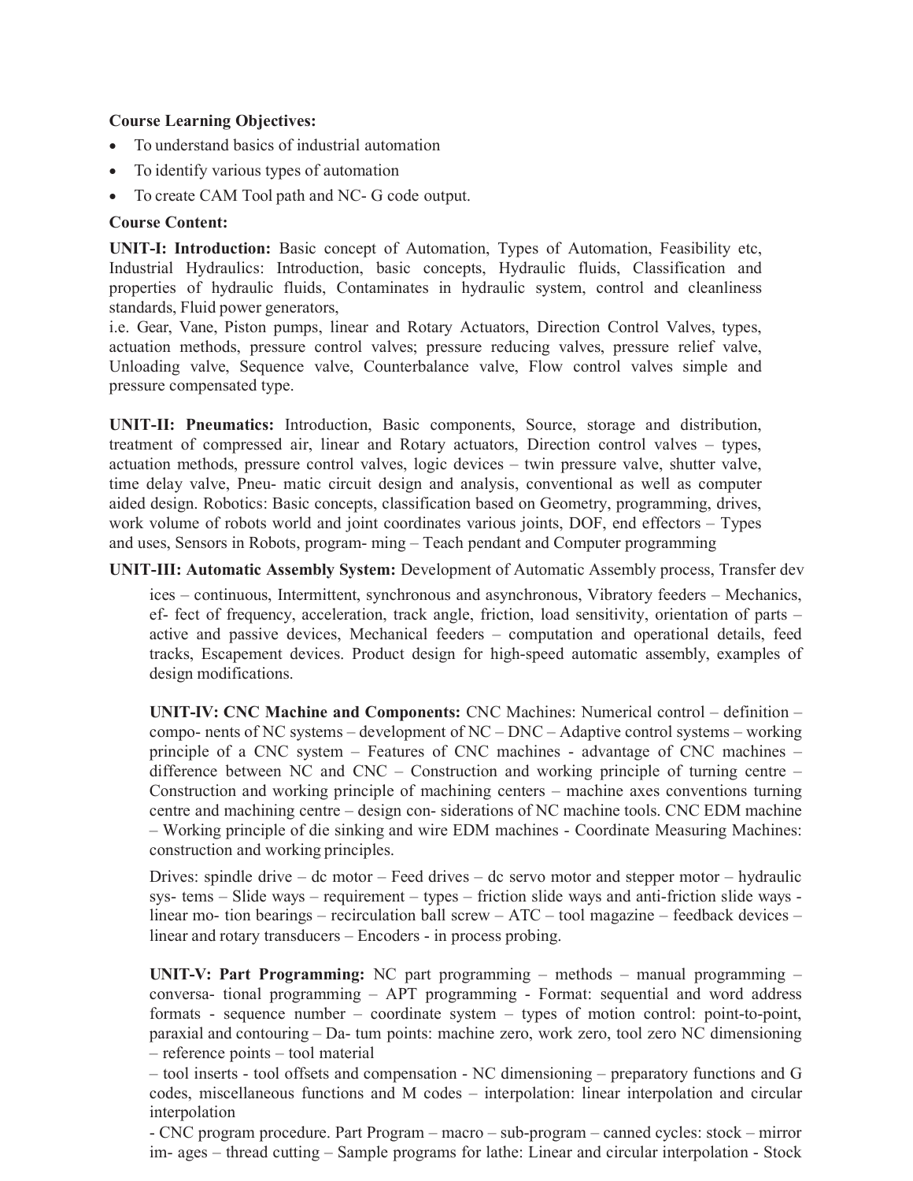**Course Learning Objectives:**

- To understand basics of industrial automation
- To identify various types of automation
- To create CAM Tool path and NC- G code output.

**Course Content:**

**UNIT-I: Introduction:** Basic concept of Automation, Types of Automation, Feasibility etc, Industrial Hydraulics: Introduction, basic concepts, Hydraulic fluids, Classification and properties of hydraulic fluids, Contaminates in hydraulic system, control and cleanliness standards, Fluid power generators,

i.e. Gear, Vane, Piston pumps, linear and Rotary Actuators, Direction Control Valves, types, actuation methods, pressure control valves; pressure reducing valves, pressure relief valve, Unloading valve, Sequence valve, Counterbalance valve, Flow control valves simple and pressure compensated type.

**UNIT-II: Pneumatics:** Introduction, Basic components, Source, storage and distribution, treatment of compressed air, linear and Rotary actuators, Direction control valves – types, actuation methods, pressure control valves, logic devices – twin pressure valve, shutter valve, time delay valve, Pneu- matic circuit design and analysis, conventional as well as computer aided design. Robotics: Basic concepts, classification based on Geometry, programming, drives, work volume of robots world and joint coordinates various joints, DOF, end effectors – Types and uses, Sensors in Robots, program- ming – Teach pendant and Computer programming

**UNIT-III: Automatic Assembly System:** Development of Automatic Assembly process, Transfer dev ices – continuous, Intermittent, synchronous and asynchronous, Vibratory feeders – Mechanics, ef- fect of frequency, acceleration, track angle, friction, load sensitivity, orientation of parts – active and passive devices, Mechanical feeders – computation and operational details, feed tracks, Escapement devices. Product design for high-speed automatic assembly, examples of design modifications.

**UNIT-IV: CNC Machine and Components:** CNC Machines: Numerical control – definition – compo- nents of NC systems – development of NC – DNC – Adaptive control systems – working principle of a CNC system – Features of CNC machines - advantage of CNC machines – difference between NC and CNC – Construction and working principle of turning centre – Construction and working principle of machining centers – machine axes conventions turning centre and machining centre – design con- siderations of NC machine tools. CNC EDM machine – Working principle of die sinking and wire EDM machines - Coordinate Measuring Machines: construction and working principles.

Drives: spindle drive – dc motor – Feed drives – dc servo motor and stepper motor – hydraulic sys- tems – Slide ways – requirement – types – friction slide ways and anti-friction slide ways - linear mo- tion bearings – recirculation ball screw – ATC – tool magazine – feedback devices – linear and rotary transducers – Encoders - in process probing.

**UNIT-V: Part Programming:** NC part programming – methods – manual programming – conversa- tional programming – APT programming - Format: sequential and word address formats - sequence number – coordinate system – types of motion control: point-to-point, paraxial and contouring – Da- tum points: machine zero, work zero, tool zero NC dimensioning – reference points – tool material

– tool inserts - tool offsets and compensation - NC dimensioning – preparatory functions and G codes, miscellaneous functions and M codes – interpolation: linear interpolation and circular interpolation

- CNC program procedure. Part Program – macro – sub-program – canned cycles: stock – mirror im- ages – thread cutting – Sample programs for lathe: Linear and circular interpolation - Stock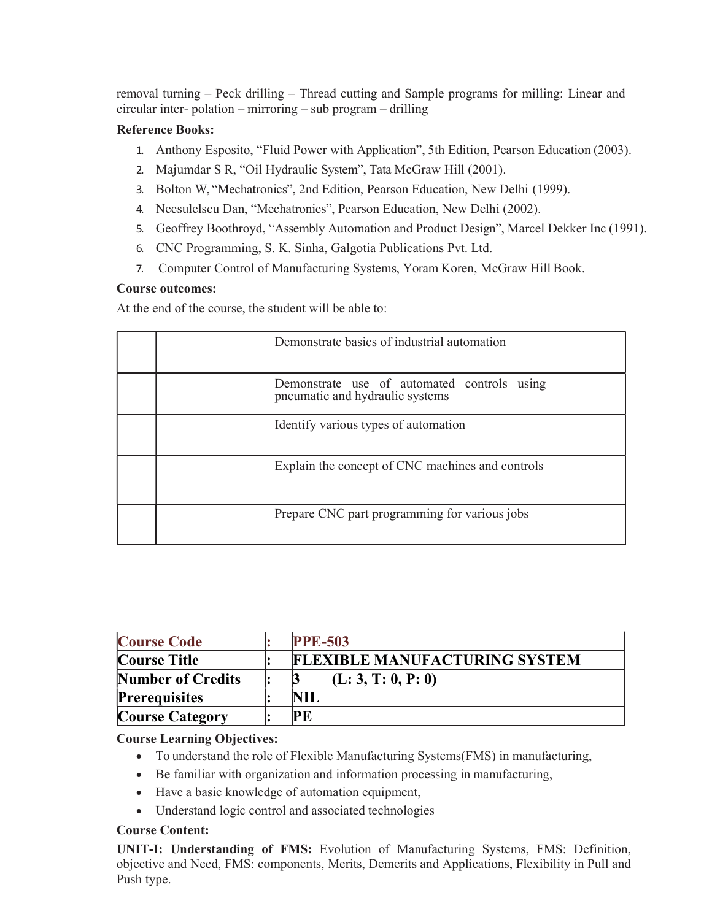removal turning – Peck drilling – Thread cutting and Sample programs for milling: Linear and circular inter- polation – mirroring – sub program – drilling

**Reference Books:**

1. Anthony Esposito, “Fluid Power with Application”, 5th Edition, Pearson Education (2003).
2. Majumdar S R, “Oil Hydraulic System”, Tata McGraw Hill (2001).
3. Bolton W, “Mechatronics”, 2nd Edition, Pearson Education, New Delhi (1999).
4. Necsulelscu Dan, “Mechatronics”, Pearson Education, New Delhi (2002).
5. Geoffrey Boothroyd, “Assembly Automation and Product Design”, Marcel Dekker Inc (1991).
6. CNC Programming, S. K. Sinha, Galgotia Publications Pvt. Ltd.
7. Computer Control of Manufacturing Systems, Yoram Koren, McGraw Hill Book.

**Course outcomes:**

At the end of the course, the student will be able to:

| | |
|---|---|
| | Demonstrate basics of industrial automation |
| | Demonstrate use of automated controls using pneumatic and hydraulic systems |
| | Identify various types of automation |
| | Explain the concept of CNC machines and controls |
| | Prepare CNC part programming for various jobs |

| | | |
|---|---|---|
| **Course Code** | : | **PPE-503** |
| **Course Title** | : | **FLEXIBLE MANUFACTURING SYSTEM** |
| **Number of Credits** | : | **3 (L: 3, T: 0, P: 0)** |
| **Prerequisites** | : | **NIL** |
| **Course Category** | : | **PE** |

**Course Learning Objectives:**

- To understand the role of Flexible Manufacturing Systems(FMS) in manufacturing,
- Be familiar with organization and information processing in manufacturing,
- Have a basic knowledge of automation equipment,
- Understand logic control and associated technologies

**Course Content:**

**UNIT-I: Understanding of FMS:** Evolution of Manufacturing Systems, FMS: Definition, objective and Need, FMS: components, Merits, Demerits and Applications, Flexibility in Pull and Push type.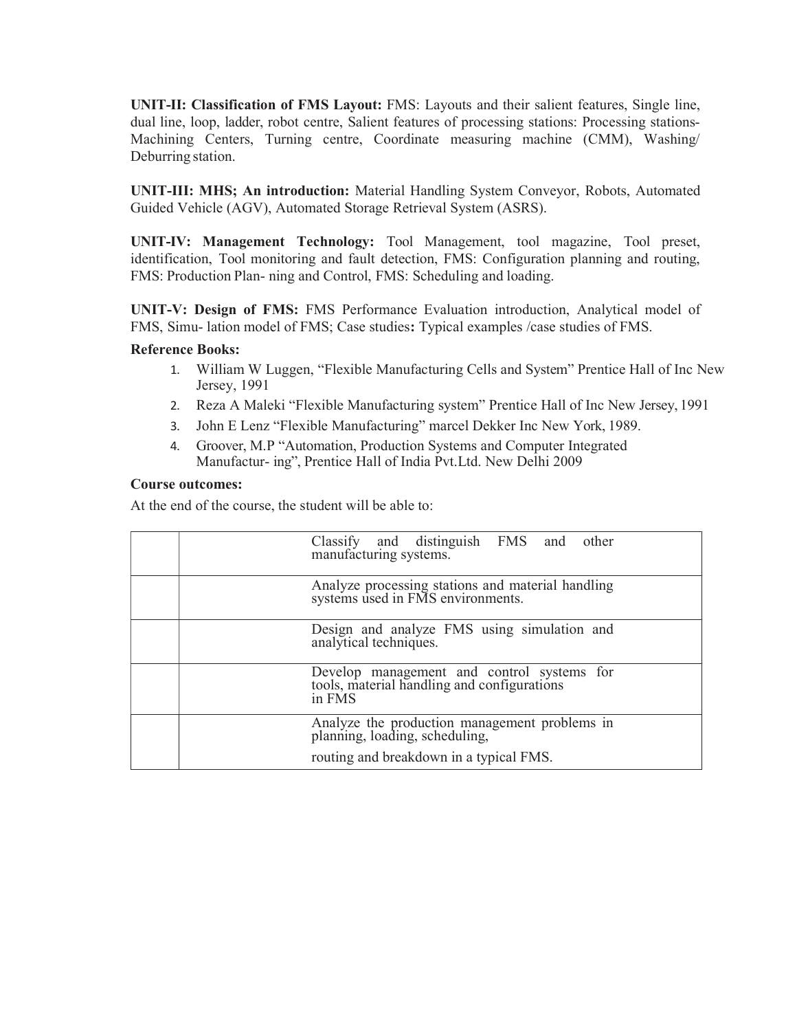**UNIT-II: Classification of FMS Layout:** FMS: Layouts and their salient features, Single line, dual line, loop, ladder, robot centre, Salient features of processing stations: Processing stations- Machining Centers, Turning centre, Coordinate measuring machine (CMM), Washing/ Deburring station.

**UNIT-III: MHS; An introduction:** Material Handling System Conveyor, Robots, Automated Guided Vehicle (AGV), Automated Storage Retrieval System (ASRS).

**UNIT-IV: Management Technology:** Tool Management, tool magazine, Tool preset, identification, Tool monitoring and fault detection, FMS: Configuration planning and routing, FMS: Production Plan- ning and Control, FMS: Scheduling and loading.

**UNIT-V: Design of FMS:** FMS Performance Evaluation introduction, Analytical model of FMS, Simu- lation model of FMS; Case studies**:** Typical examples /case studies of FMS.

**Reference Books:**

1. William W Luggen, "Flexible Manufacturing Cells and System" Prentice Hall of Inc New Jersey, 1991
2. Reza A Maleki "Flexible Manufacturing system" Prentice Hall of Inc New Jersey, 1991
3. John E Lenz "Flexible Manufacturing" marcel Dekker Inc New York, 1989.
4. Groover, M.P "Automation, Production Systems and Computer Integrated Manufactur- ing", Prentice Hall of India Pvt.Ltd. New Delhi 2009

**Course outcomes:**

At the end of the course, the student will be able to:

| | |
|---|---|
| | Classify and distinguish FMS and other manufacturing systems. |
| | Analyze processing stations and material handling systems used in FMS environments. |
| | Design and analyze FMS using simulation and analytical techniques. |
| | Develop management and control systems for tools, material handling and configurations in FMS |
| | Analyze the production management problems in planning, loading, scheduling, routing and breakdown in a typical FMS. |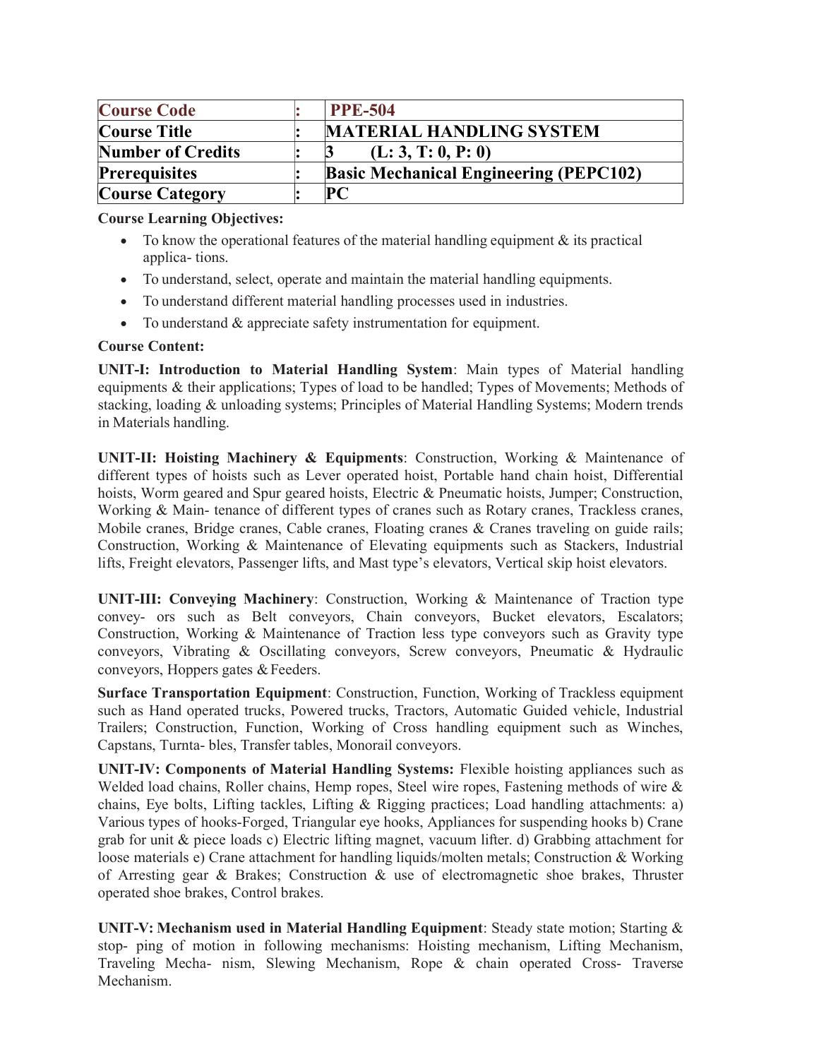| Course Code | : | PPE-504 |
|---|---|---|
| Course Title | : | MATERIAL HANDLING SYSTEM |
| Number of Credits | : | 3 (L: 3, T: 0, P: 0) |
| Prerequisites | : | Basic Mechanical Engineering (PEPC102) |
| Course Category | : | PC |

**Course Learning Objectives:**

- To know the operational features of the material handling equipment & its practical applica- tions.
- To understand, select, operate and maintain the material handling equipments.
- To understand different material handling processes used in industries.
- To understand & appreciate safety instrumentation for equipment.

**Course Content:**

**UNIT-I: Introduction to Material Handling System**: Main types of Material handling equipments & their applications; Types of load to be handled; Types of Movements; Methods of stacking, loading & unloading systems; Principles of Material Handling Systems; Modern trends in Materials handling.

**UNIT-II: Hoisting Machinery & Equipments**: Construction, Working & Maintenance of different types of hoists such as Lever operated hoist, Portable hand chain hoist, Differential hoists, Worm geared and Spur geared hoists, Electric & Pneumatic hoists, Jumper; Construction, Working & Main- tenance of different types of cranes such as Rotary cranes, Trackless cranes, Mobile cranes, Bridge cranes, Cable cranes, Floating cranes & Cranes traveling on guide rails; Construction, Working & Maintenance of Elevating equipments such as Stackers, Industrial lifts, Freight elevators, Passenger lifts, and Mast type's elevators, Vertical skip hoist elevators.

**UNIT-III: Conveying Machinery**: Construction, Working & Maintenance of Traction type convey- ors such as Belt conveyors, Chain conveyors, Bucket elevators, Escalators; Construction, Working & Maintenance of Traction less type conveyors such as Gravity type conveyors, Vibrating & Oscillating conveyors, Screw conveyors, Pneumatic & Hydraulic conveyors, Hoppers gates & Feeders.

**Surface Transportation Equipment**: Construction, Function, Working of Trackless equipment such as Hand operated trucks, Powered trucks, Tractors, Automatic Guided vehicle, Industrial Trailers; Construction, Function, Working of Cross handling equipment such as Winches, Capstans, Turnta- bles, Transfer tables, Monorail conveyors.

**UNIT-IV: Components of Material Handling Systems:** Flexible hoisting appliances such as Welded load chains, Roller chains, Hemp ropes, Steel wire ropes, Fastening methods of wire & chains, Eye bolts, Lifting tackles, Lifting & Rigging practices; Load handling attachments: a) Various types of hooks-Forged, Triangular eye hooks, Appliances for suspending hooks b) Crane grab for unit & piece loads c) Electric lifting magnet, vacuum lifter. d) Grabbing attachment for loose materials e) Crane attachment for handling liquids/molten metals; Construction & Working of Arresting gear & Brakes; Construction & use of electromagnetic shoe brakes, Thruster operated shoe brakes, Control brakes.

**UNIT-V: Mechanism used in Material Handling Equipment**: Steady state motion; Starting & stop- ping of motion in following mechanisms: Hoisting mechanism, Lifting Mechanism, Traveling Mecha- nism, Slewing Mechanism, Rope & chain operated Cross- Traverse Mechanism.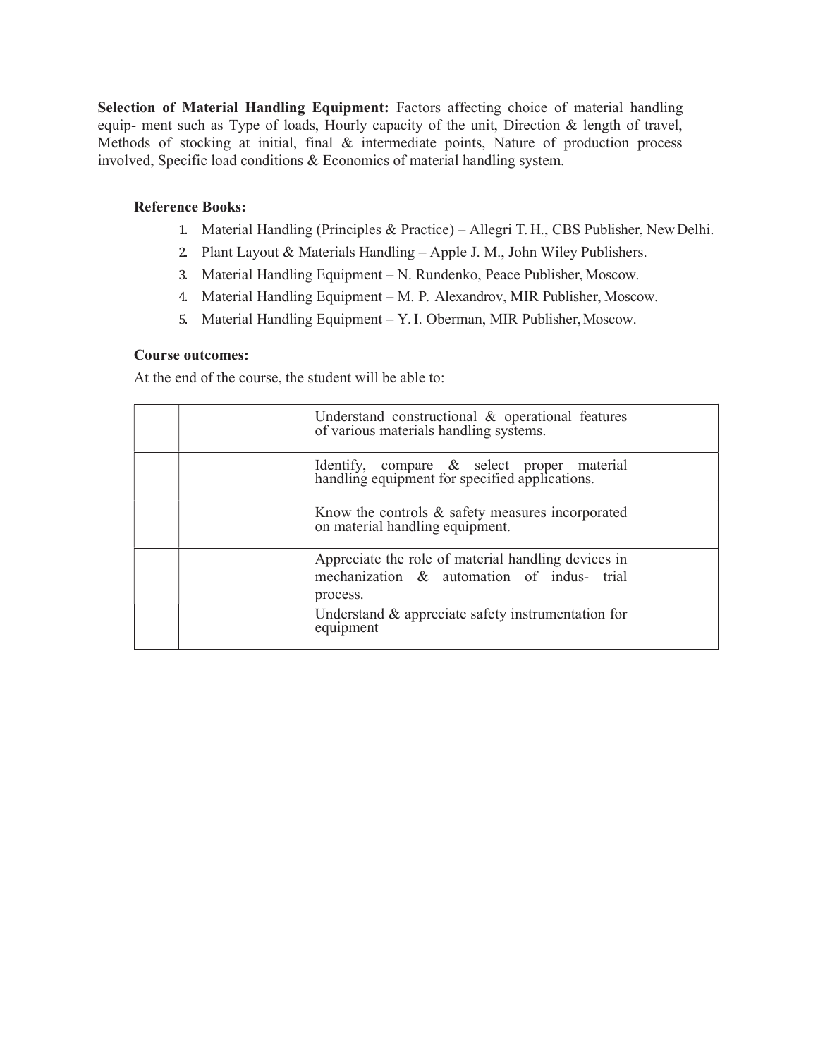**Selection of Material Handling Equipment:** Factors affecting choice of material handling equip- ment such as Type of loads, Hourly capacity of the unit, Direction & length of travel, Methods of stocking at initial, final & intermediate points, Nature of production process involved, Specific load conditions & Economics of material handling system.

**Reference Books:**

1. Material Handling (Principles & Practice) – Allegri T. H., CBS Publisher, New Delhi.
2. Plant Layout & Materials Handling – Apple J. M., John Wiley Publishers.
3. Material Handling Equipment – N. Rundenko, Peace Publisher, Moscow.
4. Material Handling Equipment – M. P. Alexandrov, MIR Publisher, Moscow.
5. Material Handling Equipment – Y. I. Oberman, MIR Publisher, Moscow.

**Course outcomes:**

At the end of the course, the student will be able to:

| | |
|---|---|
| | Understand constructional & operational features of various materials handling systems. |
| | Identify, compare & select proper material handling equipment for specified applications. |
| | Know the controls & safety measures incorporated on material handling equipment. |
| | Appreciate the role of material handling devices in mechanization & automation of indus- trial process. |
| | Understand & appreciate safety instrumentation for equipment |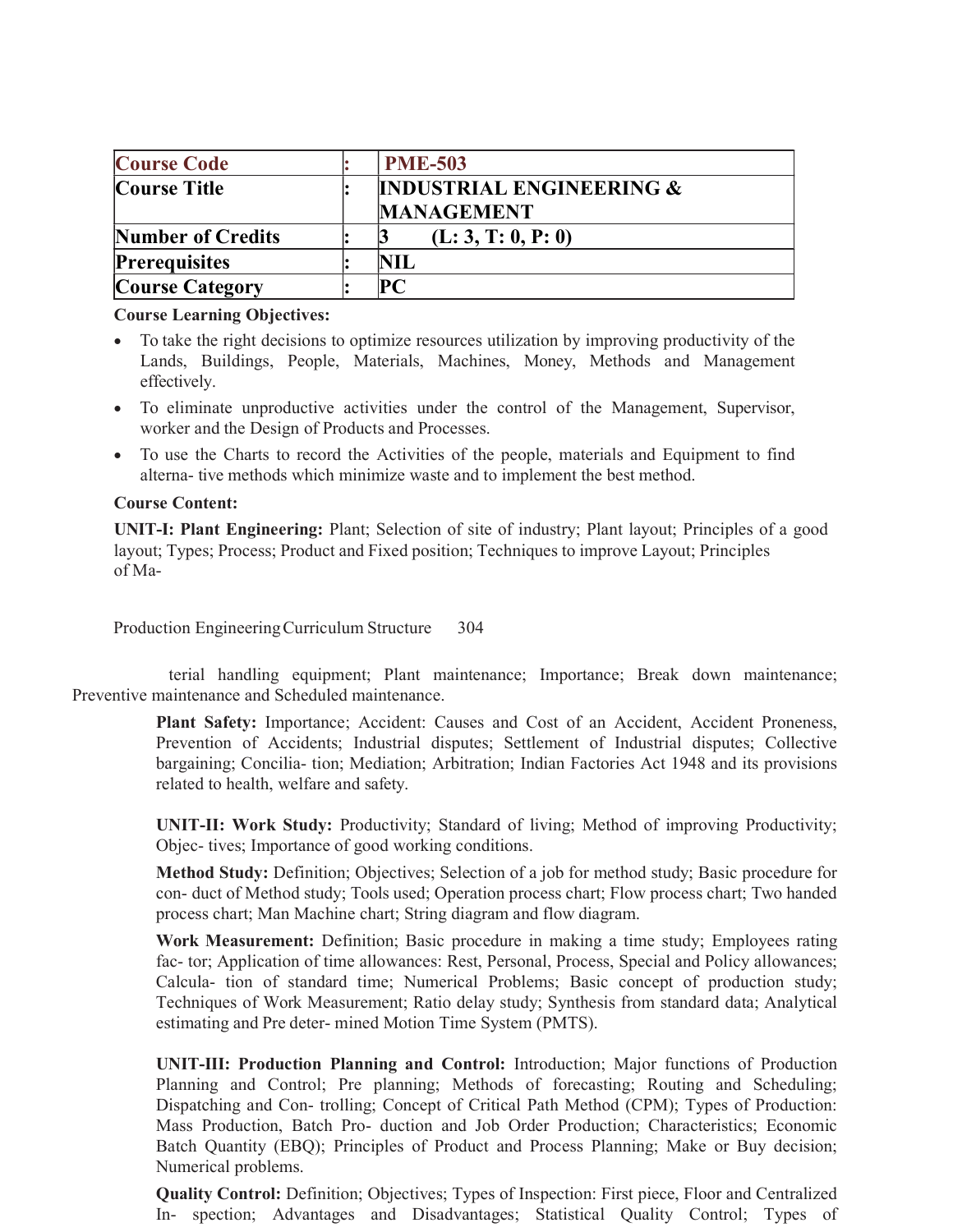| Course Code | : | PME-503 |
|---|---|---|
| Course Title | : | INDUSTRIAL ENGINEERING & MANAGEMENT |
| Number of Credits | : | 3 (L: 3, T: 0, P: 0) |
| Prerequisites | : | NIL |
| Course Category | : | PC |

**Course Learning Objectives:**

- To take the right decisions to optimize resources utilization by improving productivity of the Lands, Buildings, People, Materials, Machines, Money, Methods and Management effectively.
- To eliminate unproductive activities under the control of the Management, Supervisor, worker and the Design of Products and Processes.
- To use the Charts to record the Activities of the people, materials and Equipment to find alterna- tive methods which minimize waste and to implement the best method.

**Course Content:**

**UNIT-I: Plant Engineering:** Plant; Selection of site of industry; Plant layout; Principles of a good layout; Types; Process; Product and Fixed position; Techniques to improve Layout; Principles of Ma- terial handling equipment; Plant maintenance; Importance; Break down maintenance; Preventive maintenance and Scheduled maintenance.

**Plant Safety:** Importance; Accident: Causes and Cost of an Accident, Accident Proneness, Prevention of Accidents; Industrial disputes; Settlement of Industrial disputes; Collective bargaining; Concilia- tion; Mediation; Arbitration; Indian Factories Act 1948 and its provisions related to health, welfare and safety.

**UNIT-II: Work Study:** Productivity; Standard of living; Method of improving Productivity; Objec- tives; Importance of good working conditions.

**Method Study:** Definition; Objectives; Selection of a job for method study; Basic procedure for con- duct of Method study; Tools used; Operation process chart; Flow process chart; Two handed process chart; Man Machine chart; String diagram and flow diagram.

**Work Measurement:** Definition; Basic procedure in making a time study; Employees rating fac- tor; Application of time allowances: Rest, Personal, Process, Special and Policy allowances; Calcula- tion of standard time; Numerical Problems; Basic concept of production study; Techniques of Work Measurement; Ratio delay study; Synthesis from standard data; Analytical estimating and Pre deter- mined Motion Time System (PMTS).

**UNIT-III: Production Planning and Control:** Introduction; Major functions of Production Planning and Control; Pre planning; Methods of forecasting; Routing and Scheduling; Dispatching and Con- trolling; Concept of Critical Path Method (CPM); Types of Production: Mass Production, Batch Pro- duction and Job Order Production; Characteristics; Economic Batch Quantity (EBQ); Principles of Product and Process Planning; Make or Buy decision; Numerical problems.

**Quality Control:** Definition; Objectives; Types of Inspection: First piece, Floor and Centralized In- spection; Advantages and Disadvantages; Statistical Quality Control; Types of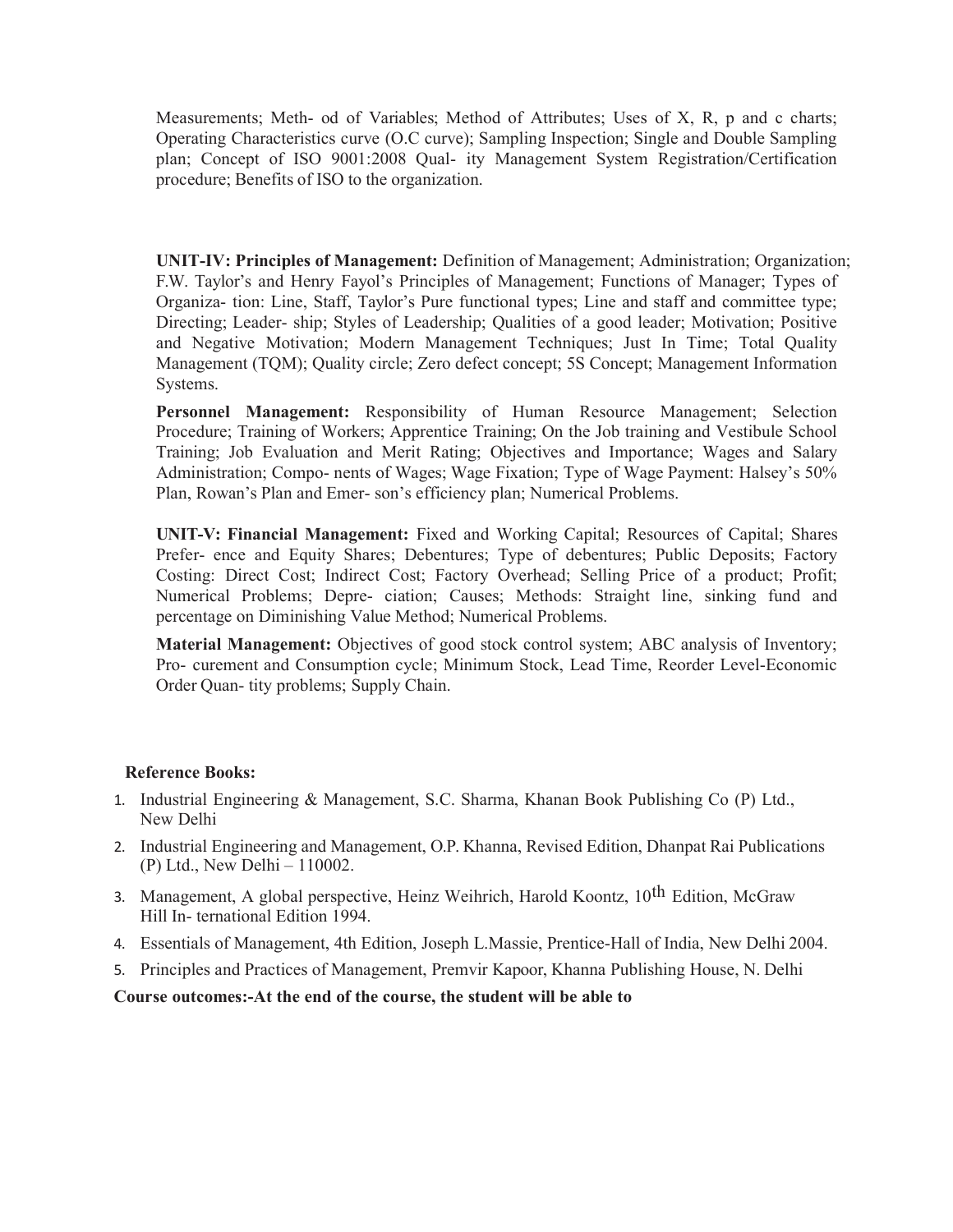Measurements; Meth- od of Variables; Method of Attributes; Uses of X, R, p and c charts; Operating Characteristics curve (O.C curve); Sampling Inspection; Single and Double Sampling plan; Concept of ISO 9001:2008 Qual- ity Management System Registration/Certification procedure; Benefits of ISO to the organization.

**UNIT-IV: Principles of Management:** Definition of Management; Administration; Organization; F.W. Taylor's and Henry Fayol's Principles of Management; Functions of Manager; Types of Organiza- tion: Line, Staff, Taylor's Pure functional types; Line and staff and committee type; Directing; Leader- ship; Styles of Leadership; Qualities of a good leader; Motivation; Positive and Negative Motivation; Modern Management Techniques; Just In Time; Total Quality Management (TQM); Quality circle; Zero defect concept; 5S Concept; Management Information Systems.

**Personnel Management:** Responsibility of Human Resource Management; Selection Procedure; Training of Workers; Apprentice Training; On the Job training and Vestibule School Training; Job Evaluation and Merit Rating; Objectives and Importance; Wages and Salary Administration; Compo- nents of Wages; Wage Fixation; Type of Wage Payment: Halsey's 50% Plan, Rowan's Plan and Emer- son's efficiency plan; Numerical Problems.

**UNIT-V: Financial Management:** Fixed and Working Capital; Resources of Capital; Shares Prefer- ence and Equity Shares; Debentures; Type of debentures; Public Deposits; Factory Costing: Direct Cost; Indirect Cost; Factory Overhead; Selling Price of a product; Profit; Numerical Problems; Depre- ciation; Causes; Methods: Straight line, sinking fund and percentage on Diminishing Value Method; Numerical Problems.

**Material Management:** Objectives of good stock control system; ABC analysis of Inventory; Pro- curement and Consumption cycle; Minimum Stock, Lead Time, Reorder Level-Economic Order Quan- tity problems; Supply Chain.

**Reference Books:**

1. Industrial Engineering & Management, S.C. Sharma, Khanan Book Publishing Co (P) Ltd., New Delhi
2. Industrial Engineering and Management, O.P. Khanna, Revised Edition, Dhanpat Rai Publications (P) Ltd., New Delhi – 110002.
3. Management, A global perspective, Heinz Weihrich, Harold Koontz, 10th Edition, McGraw Hill In- ternational Edition 1994.
4. Essentials of Management, 4th Edition, Joseph L.Massie, Prentice-Hall of India, New Delhi 2004.
5. Principles and Practices of Management, Premvir Kapoor, Khanna Publishing House, N. Delhi

**Course outcomes:-At the end of the course, the student will be able to**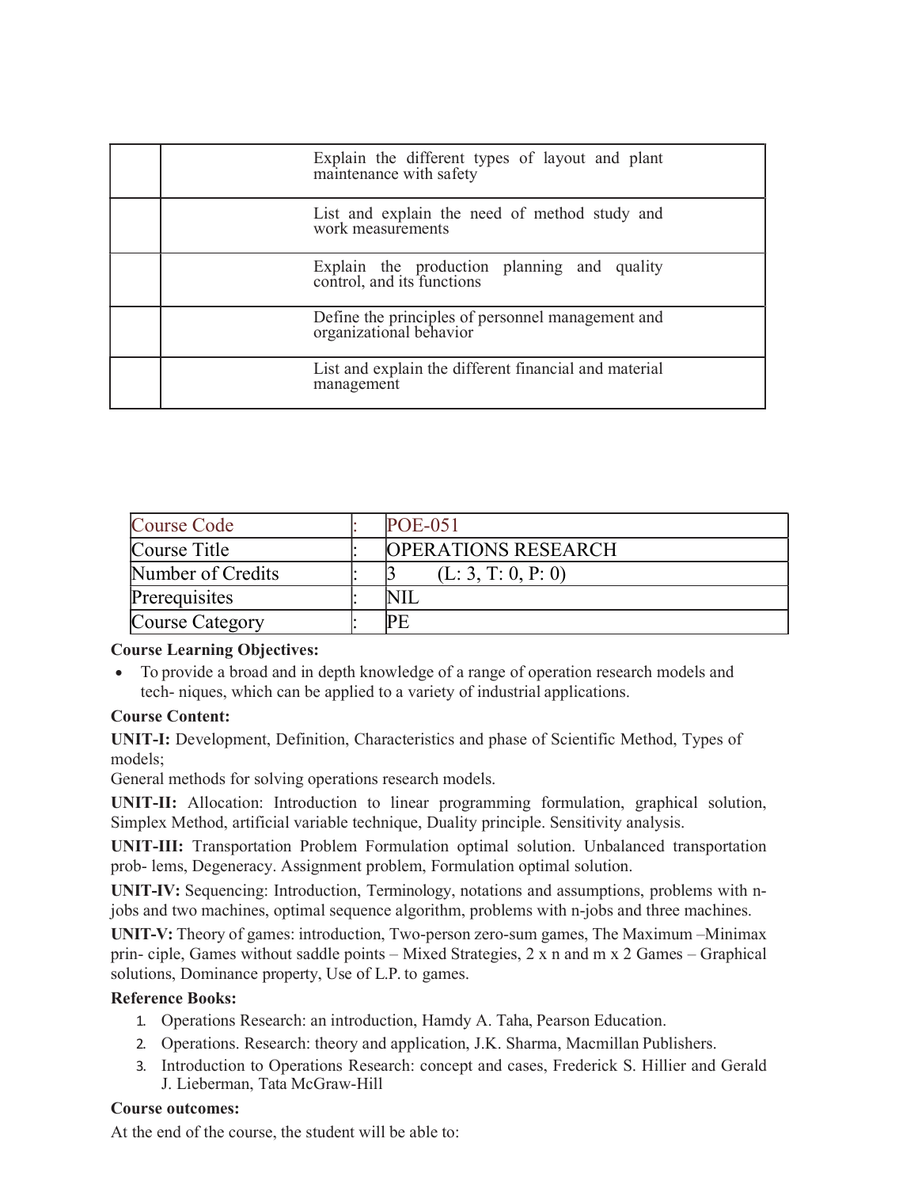| | |
|---|---|
| | Explain the different types of layout and plant maintenance with safety |
| | List and explain the need of method study and work measurements |
| | Explain the production planning and quality control, and its functions |
| | Define the principles of personnel management and organizational behavior |
| | List and explain the different financial and material management |

| | | |
|---|---|---|
| Course Code | : | POE-051 |
| Course Title | : | OPERATIONS RESEARCH |
| Number of Credits | : | 3 (L: 3, T: 0, P: 0) |
| Prerequisites | : | NIL |
| Course Category | : | PE |

**Course Learning Objectives:**

- To provide a broad and in depth knowledge of a range of operation research models and tech- niques, which can be applied to a variety of industrial applications.

**Course Content:**

**UNIT-I:** Development, Definition, Characteristics and phase of Scientific Method, Types of models;
General methods for solving operations research models.

**UNIT-II:** Allocation: Introduction to linear programming formulation, graphical solution, Simplex Method, artificial variable technique, Duality principle. Sensitivity analysis.

**UNIT-III:** Transportation Problem Formulation optimal solution. Unbalanced transportation prob- lems, Degeneracy. Assignment problem, Formulation optimal solution.

**UNIT-IV:** Sequencing: Introduction, Terminology, notations and assumptions, problems with n-jobs and two machines, optimal sequence algorithm, problems with n-jobs and three machines.

**UNIT-V:** Theory of games: introduction, Two-person zero-sum games, The Maximum –Minimax prin- ciple, Games without saddle points – Mixed Strategies, 2 x n and m x 2 Games – Graphical solutions, Dominance property, Use of L.P. to games.

**Reference Books:**

1. Operations Research: an introduction, Hamdy A. Taha, Pearson Education.
2. Operations. Research: theory and application, J.K. Sharma, Macmillan Publishers.
3. Introduction to Operations Research: concept and cases, Frederick S. Hillier and Gerald J. Lieberman, Tata McGraw-Hill

**Course outcomes:**

At the end of the course, the student will be able to: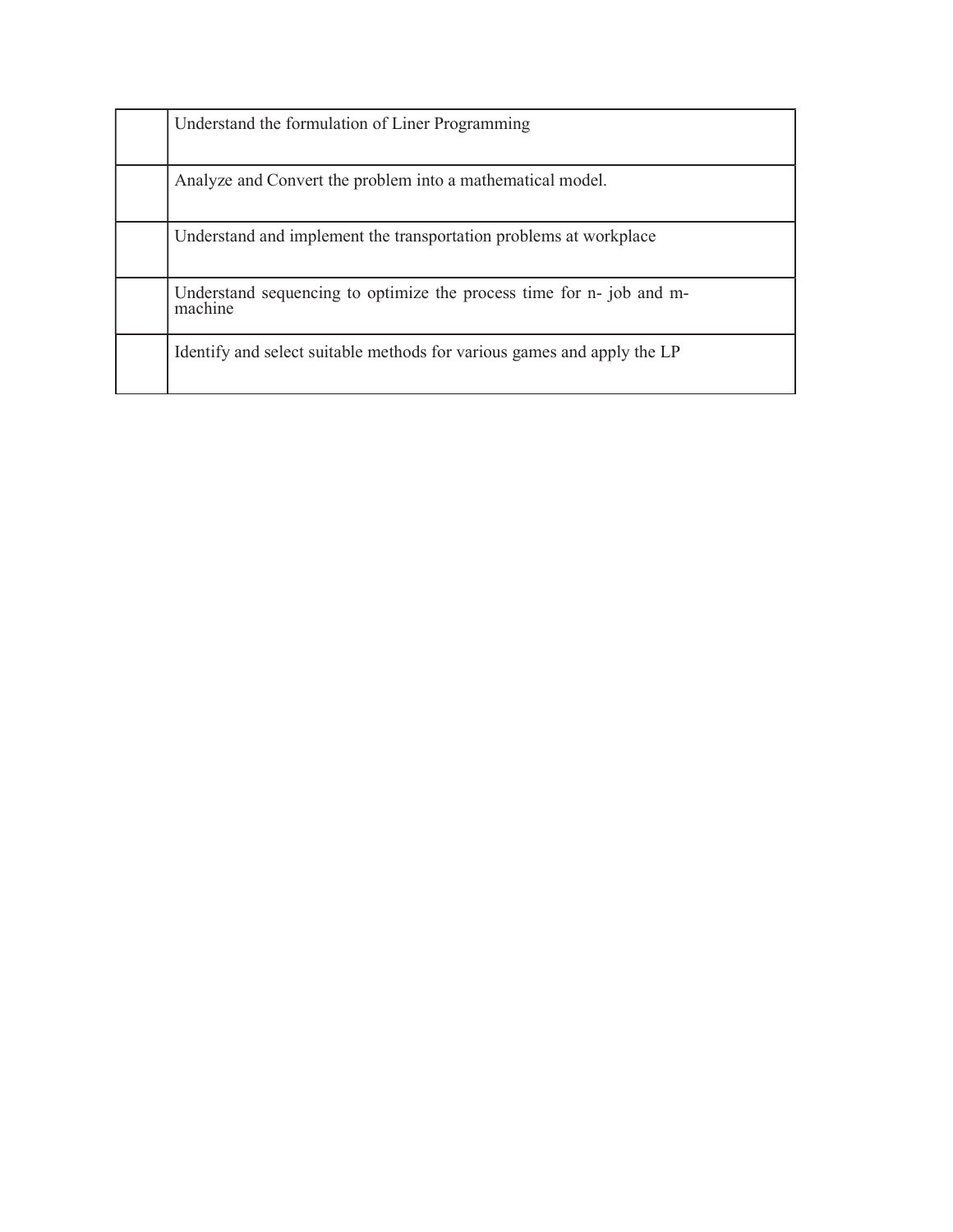| | |
|---|---|
| | Understand the formulation of Liner Programming |
| | Analyze and Convert the problem into a mathematical model. |
| | Understand and implement the transportation problems at workplace |
| | Understand sequencing to optimize the process time for n- job and m-machine |
| | Identify and select suitable methods for various games and apply the LP |